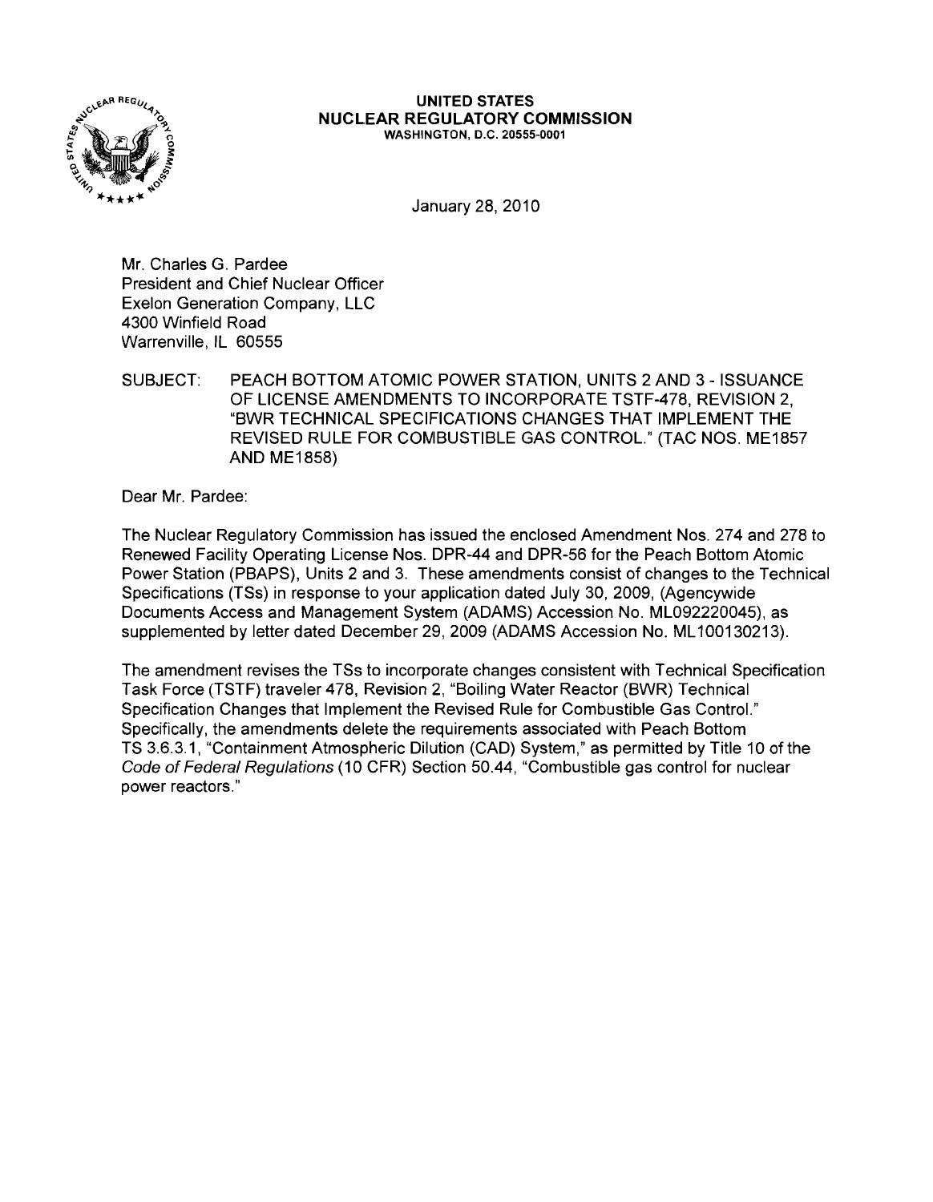**UNITED STATES**
**NUCLEAR REGULATORY COMMISSION**
WASHINGTON, D.C. 20555-0001

January 28, 2010

Mr. Charles G. Pardee
President and Chief Nuclear Officer
Exelon Generation Company, LLC
4300 Winfield Road
Warrenville, IL 60555

SUBJECT: PEACH BOTTOM ATOMIC POWER STATION, UNITS 2 AND 3 - ISSUANCE OF LICENSE AMENDMENTS TO INCORPORATE TSTF-478, REVISION 2, "BWR TECHNICAL SPECIFICATIONS CHANGES THAT IMPLEMENT THE REVISED RULE FOR COMBUSTIBLE GAS CONTROL." (TAC NOS. ME1857 AND ME1858)

Dear Mr. Pardee:

The Nuclear Regulatory Commission has issued the enclosed Amendment Nos. 274 and 278 to Renewed Facility Operating License Nos. DPR-44 and DPR-56 for the Peach Bottom Atomic Power Station (PBAPS), Units 2 and 3. These amendments consist of changes to the Technical Specifications (TSs) in response to your application dated July 30, 2009, (Agencywide Documents Access and Management System (ADAMS) Accession No. ML092220045), as supplemented by letter dated December 29, 2009 (ADAMS Accession No. ML100130213).

The amendment revises the TSs to incorporate changes consistent with Technical Specification Task Force (TSTF) traveler 478, Revision 2, "Boiling Water Reactor (BWR) Technical Specification Changes that Implement the Revised Rule for Combustible Gas Control." Specifically, the amendments delete the requirements associated with Peach Bottom TS 3.6.3.1, "Containment Atmospheric Dilution (CAD) System," as permitted by Title 10 of the *Code of Federal Regulations* (10 CFR) Section 50.44, "Combustible gas control for nuclear power reactors."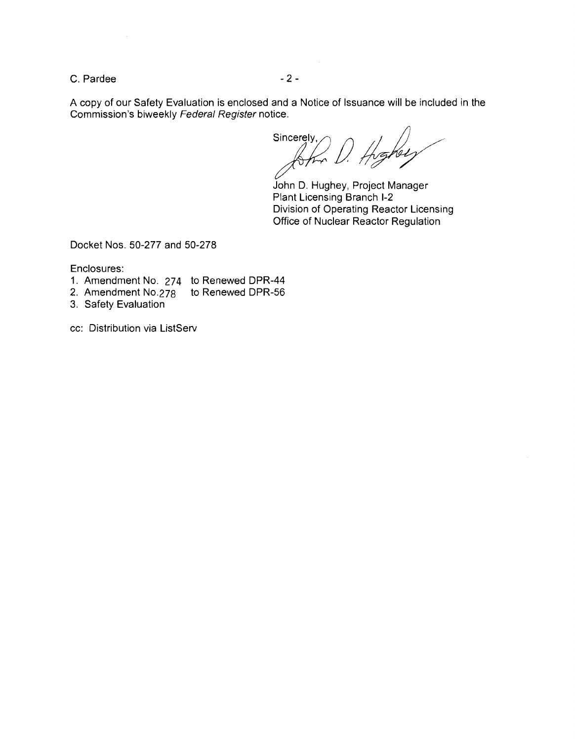A copy of our Safety Evaluation is enclosed and a Notice of Issuance will be included in the Commission's biweekly *Federal Register* notice.

Sincerely,

John D. Hughey, Project Manager
Plant Licensing Branch I-2
Division of Operating Reactor Licensing
Office of Nuclear Reactor Regulation

Docket Nos. 50-277 and 50-278

Enclosures:

1. Amendment No. 274 to Renewed DPR-44
2. Amendment No. 278 to Renewed DPR-56
3. Safety Evaluation

cc: Distribution via ListServ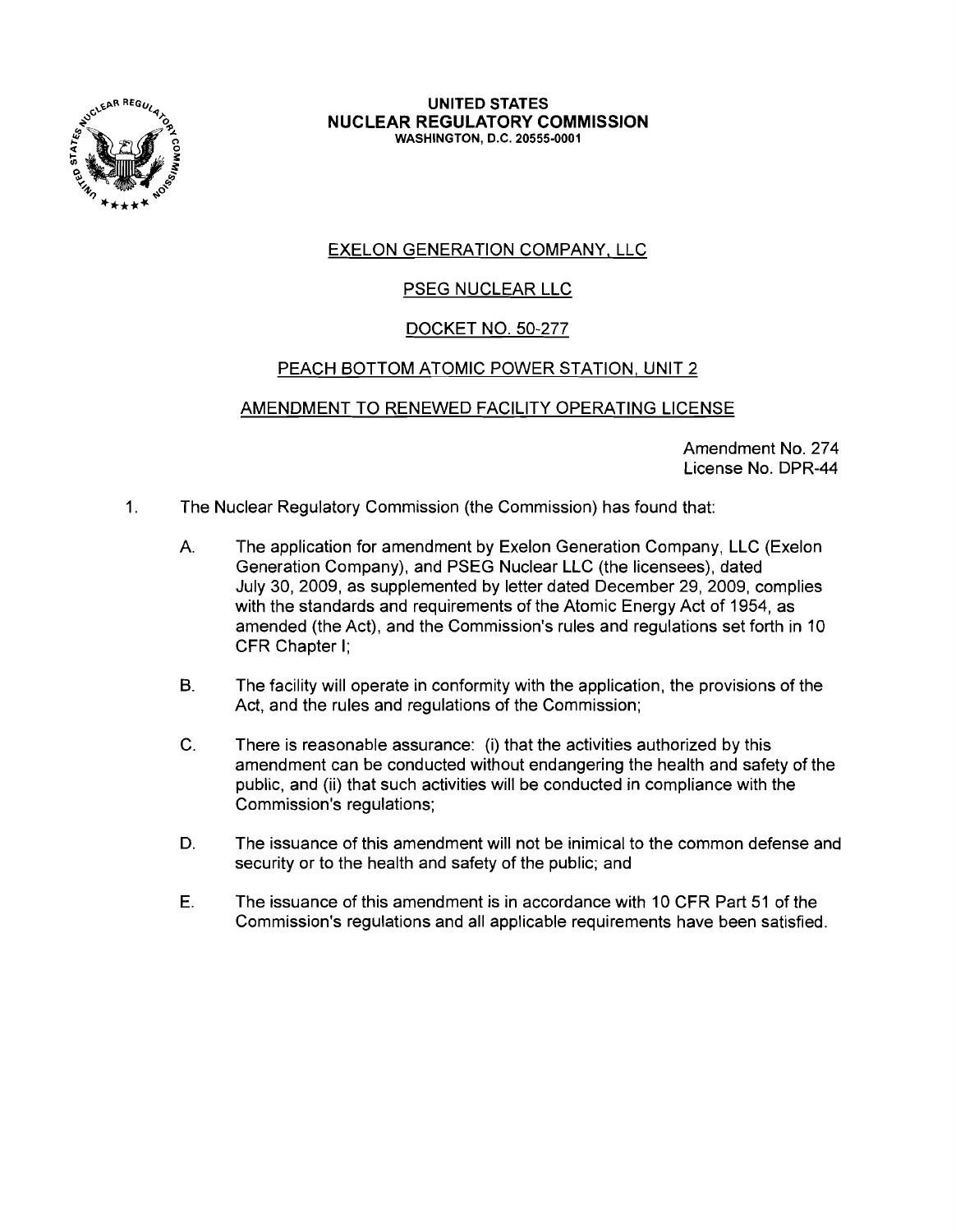**UNITED STATES**
**NUCLEAR REGULATORY COMMISSION**
**WASHINGTON, D.C. 20555-0001**

EXELON GENERATION COMPANY, LLC

PSEG NUCLEAR LLC

DOCKET NO. 50-277

PEACH BOTTOM ATOMIC POWER STATION, UNIT 2

AMENDMENT TO RENEWED FACILITY OPERATING LICENSE

Amendment No. 274
License No. DPR-44

1. The Nuclear Regulatory Commission (the Commission) has found that:

   A. The application for amendment by Exelon Generation Company, LLC (Exelon Generation Company), and PSEG Nuclear LLC (the licensees), dated July 30, 2009, as supplemented by letter dated December 29, 2009, complies with the standards and requirements of the Atomic Energy Act of 1954, as amended (the Act), and the Commission's rules and regulations set forth in 10 CFR Chapter I;

   B. The facility will operate in conformity with the application, the provisions of the Act, and the rules and regulations of the Commission;

   C. There is reasonable assurance: (i) that the activities authorized by this amendment can be conducted without endangering the health and safety of the public, and (ii) that such activities will be conducted in compliance with the Commission's regulations;

   D. The issuance of this amendment will not be inimical to the common defense and security or to the health and safety of the public; and

   E. The issuance of this amendment is in accordance with 10 CFR Part 51 of the Commission's regulations and all applicable requirements have been satisfied.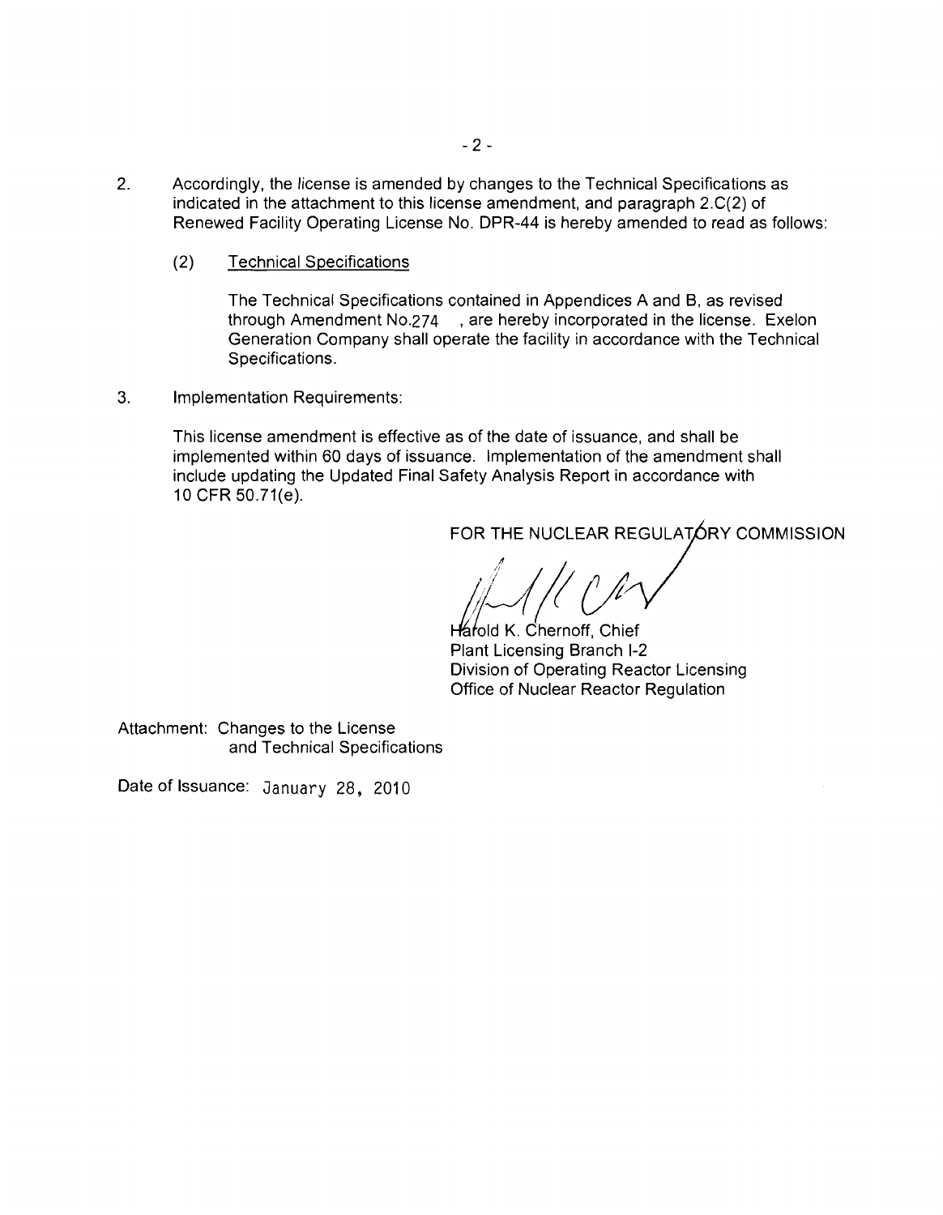2. Accordingly, the license is amended by changes to the Technical Specifications as indicated in the attachment to this license amendment, and paragraph 2.C(2) of Renewed Facility Operating License No. DPR-44 is hereby amended to read as follows:

   (2) Technical Specifications

   The Technical Specifications contained in Appendices A and B, as revised through Amendment No.274 , are hereby incorporated in the license. Exelon Generation Company shall operate the facility in accordance with the Technical Specifications.

3. Implementation Requirements:

   This license amendment is effective as of the date of issuance, and shall be implemented within 60 days of issuance. Implementation of the amendment shall include updating the Updated Final Safety Analysis Report in accordance with 10 CFR 50.71(e).

FOR THE NUCLEAR REGULATORY COMMISSION

Harold K. Chernoff, Chief
Plant Licensing Branch I-2
Division of Operating Reactor Licensing
Office of Nuclear Reactor Regulation

Attachment: Changes to the License and Technical Specifications

Date of Issuance: January 28, 2010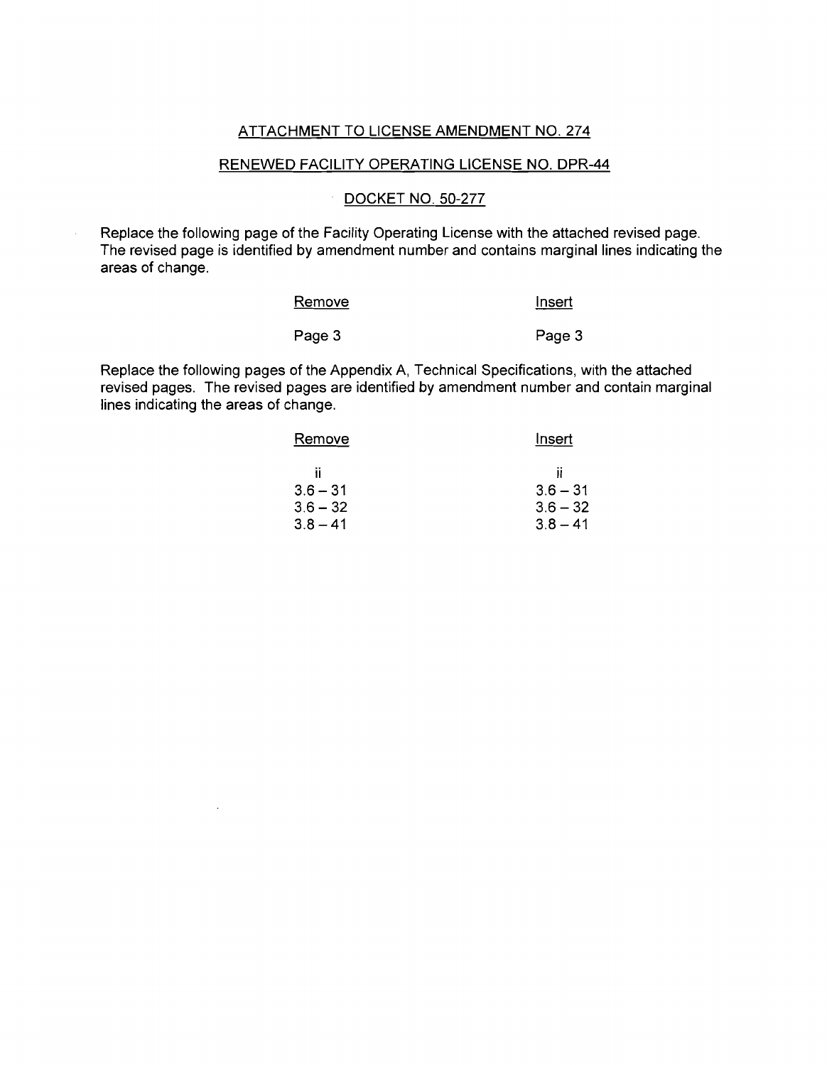ATTACHMENT TO LICENSE AMENDMENT NO. 274

RENEWED FACILITY OPERATING LICENSE NO. DPR-44

DOCKET NO. 50-277

Replace the following page of the Facility Operating License with the attached revised page. The revised page is identified by amendment number and contains marginal lines indicating the areas of change.

| Remove | Insert |
|---|---|
| Page 3 | Page 3 |

Replace the following pages of the Appendix A, Technical Specifications, with the attached revised pages. The revised pages are identified by amendment number and contain marginal lines indicating the areas of change.

| Remove | Insert |
|---|---|
| ii | ii |
| 3.6 – 31 | 3.6 – 31 |
| 3.6 – 32 | 3.6 – 32 |
| 3.8 – 41 | 3.8 – 41 |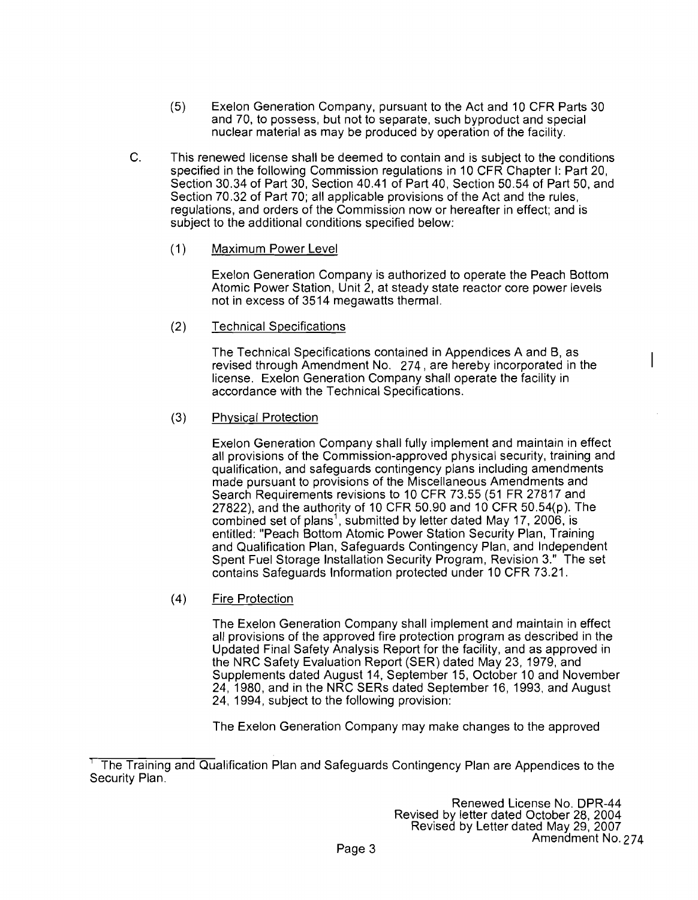(5) Exelon Generation Company, pursuant to the Act and 10 CFR Parts 30 and 70, to possess, but not to separate, such byproduct and special nuclear material as may be produced by operation of the facility.

C. This renewed license shall be deemed to contain and is subject to the conditions specified in the following Commission regulations in 10 CFR Chapter I: Part 20, Section 30.34 of Part 30, Section 40.41 of Part 40, Section 50.54 of Part 50, and Section 70.32 of Part 70; all applicable provisions of the Act and the rules, regulations, and orders of the Commission now or hereafter in effect; and is subject to the additional conditions specified below:

(1) Maximum Power Level

Exelon Generation Company is authorized to operate the Peach Bottom Atomic Power Station, Unit 2, at steady state reactor core power levels not in excess of 3514 megawatts thermal.

(2) Technical Specifications

The Technical Specifications contained in Appendices A and B, as revised through Amendment No. 274, are hereby incorporated in the license. Exelon Generation Company shall operate the facility in accordance with the Technical Specifications.

(3) Physical Protection

Exelon Generation Company shall fully implement and maintain in effect all provisions of the Commission-approved physical security, training and qualification, and safeguards contingency plans including amendments made pursuant to provisions of the Miscellaneous Amendments and Search Requirements revisions to 10 CFR 73.55 (51 FR 27817 and 27822), and the authority of 10 CFR 50.90 and 10 CFR 50.54(p). The combined set of plans[1], submitted by letter dated May 17, 2006, is entitled: "Peach Bottom Atomic Power Station Security Plan, Training and Qualification Plan, Safeguards Contingency Plan, and Independent Spent Fuel Storage Installation Security Program, Revision 3." The set contains Safeguards Information protected under 10 CFR 73.21.

(4) Fire Protection

The Exelon Generation Company shall implement and maintain in effect all provisions of the approved fire protection program as described in the Updated Final Safety Analysis Report for the facility, and as approved in the NRC Safety Evaluation Report (SER) dated May 23, 1979, and Supplements dated August 14, September 15, October 10 and November 24, 1980, and in the NRC SERs dated September 16, 1993, and August 24, 1994, subject to the following provision:

The Exelon Generation Company may make changes to the approved

[1] The Training and Qualification Plan and Safeguards Contingency Plan are Appendices to the Security Plan.

Renewed License No. DPR-44
Revised by letter dated October 28, 2004
Revised by Letter dated May 29, 2007
Amendment No. 274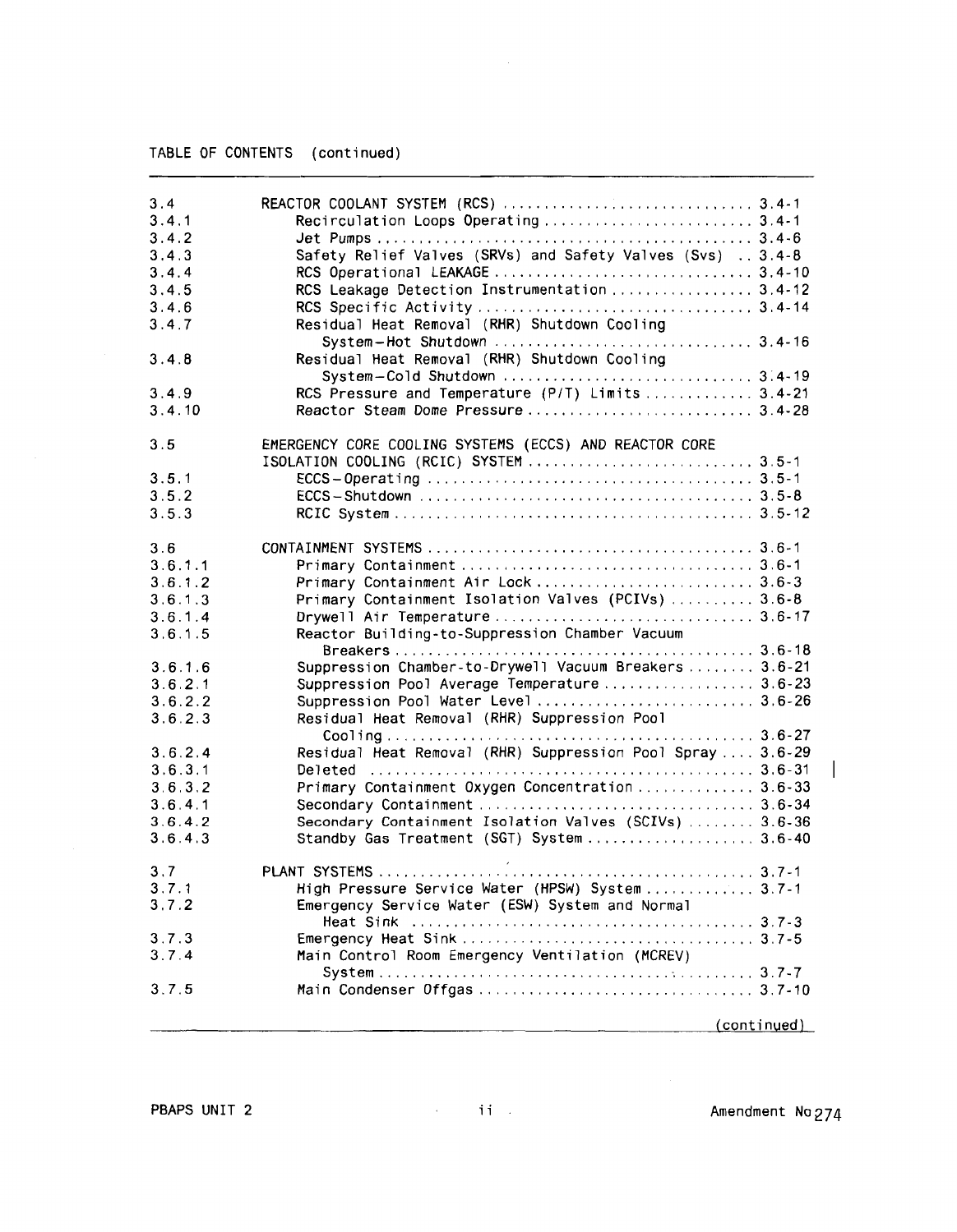TABLE OF CONTENTS (continued)

| | | |
|---|---|---|
| 3.4 | REACTOR COOLANT SYSTEM (RCS) | 3.4-1 |
| 3.4.1 | Recirculation Loops Operating | 3.4-1 |
| 3.4.2 | Jet Pumps | 3.4-6 |
| 3.4.3 | Safety Relief Valves (SRVs) and Safety Valves (Svs) | 3.4-8 |
| 3.4.4 | RCS Operational LEAKAGE | 3.4-10 |
| 3.4.5 | RCS Leakage Detection Instrumentation | 3.4-12 |
| 3.4.6 | RCS Specific Activity | 3.4-14 |
| 3.4.7 | Residual Heat Removal (RHR) Shutdown Cooling System—Hot Shutdown | 3.4-16 |
| 3.4.8 | Residual Heat Removal (RHR) Shutdown Cooling System—Cold Shutdown | 3.4-19 |
| 3.4.9 | RCS Pressure and Temperature (P/T) Limits | 3.4-21 |
| 3.4.10 | Reactor Steam Dome Pressure | 3.4-28 |
| | | |
| 3.5 | EMERGENCY CORE COOLING SYSTEMS (ECCS) AND REACTOR CORE ISOLATION COOLING (RCIC) SYSTEM | 3.5-1 |
| 3.5.1 | ECCS—Operating | 3.5-1 |
| 3.5.2 | ECCS—Shutdown | 3.5-8 |
| 3.5.3 | RCIC System | 3.5-12 |
| | | |
| 3.6 | CONTAINMENT SYSTEMS | 3.6-1 |
| 3.6.1.1 | Primary Containment | 3.6-1 |
| 3.6.1.2 | Primary Containment Air Lock | 3.6-3 |
| 3.6.1.3 | Primary Containment Isolation Valves (PCIVs) | 3.6-8 |
| 3.6.1.4 | Drywell Air Temperature | 3.6-17 |
| 3.6.1.5 | Reactor Building-to-Suppression Chamber Vacuum Breakers | 3.6-18 |
| 3.6.1.6 | Suppression Chamber-to-Drywell Vacuum Breakers | 3.6-21 |
| 3.6.2.1 | Suppression Pool Average Temperature | 3.6-23 |
| 3.6.2.2 | Suppression Pool Water Level | 3.6-26 |
| 3.6.2.3 | Residual Heat Removal (RHR) Suppression Pool Cooling | 3.6-27 |
| 3.6.2.4 | Residual Heat Removal (RHR) Suppression Pool Spray | 3.6-29 |
| 3.6.3.1 | Deleted | 3.6-31 |
| 3.6.3.2 | Primary Containment Oxygen Concentration | 3.6-33 |
| 3.6.4.1 | Secondary Containment | 3.6-34 |
| 3.6.4.2 | Secondary Containment Isolation Valves (SCIVs) | 3.6-36 |
| 3.6.4.3 | Standby Gas Treatment (SGT) System | 3.6-40 |
| | | |
| 3.7 | PLANT SYSTEMS | 3.7-1 |
| 3.7.1 | High Pressure Service Water (HPSW) System | 3.7-1 |
| 3.7.2 | Emergency Service Water (ESW) System and Normal Heat Sink | 3.7-3 |
| 3.7.3 | Emergency Heat Sink | 3.7-5 |
| 3.7.4 | Main Control Room Emergency Ventilation (MCREV) System | 3.7-7 |
| 3.7.5 | Main Condenser Offgas | 3.7-10 |

(continued)

PBAPS UNIT 2 — Amendment No 274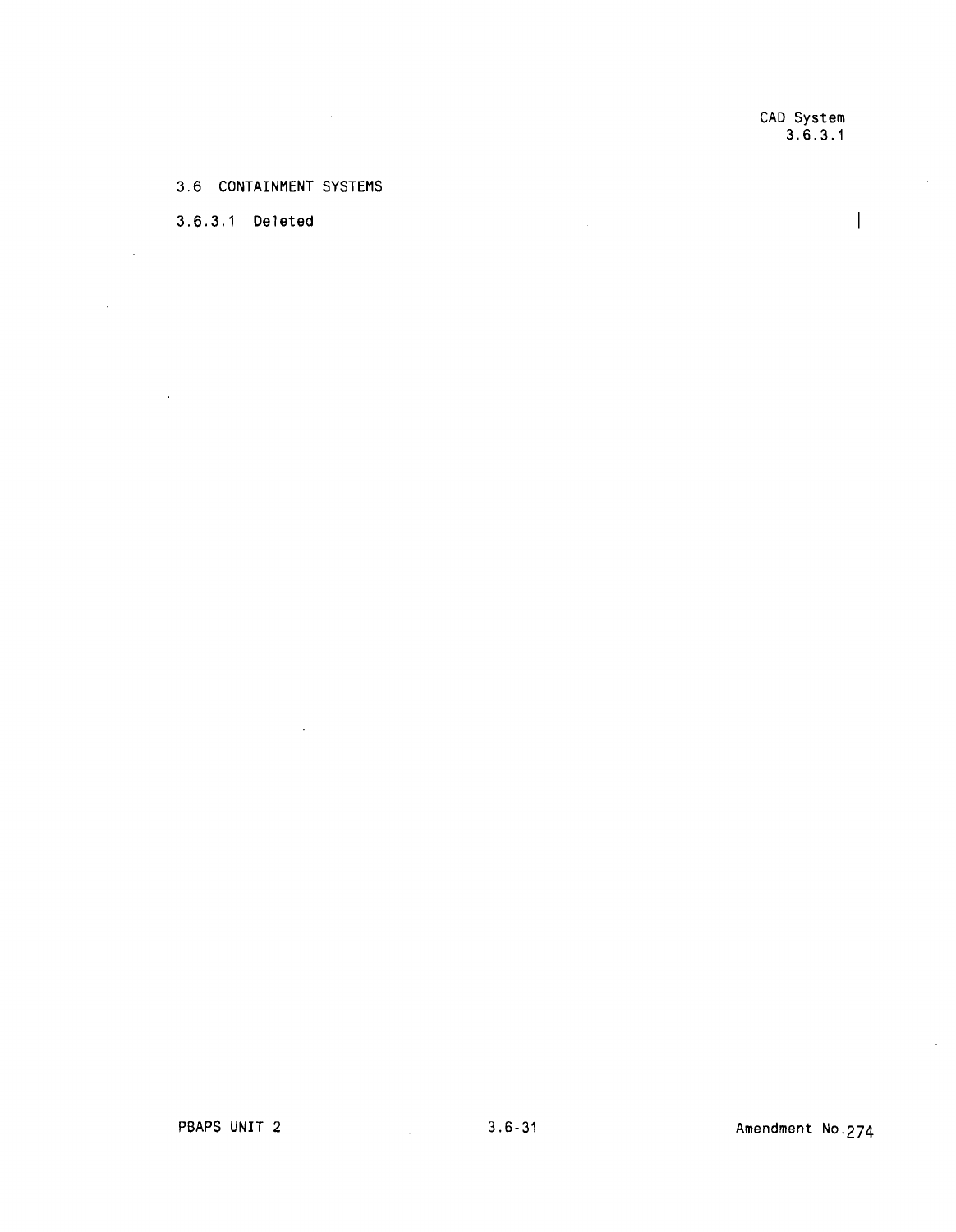## 3.6 CONTAINMENT SYSTEMS

### 3.6.3.1 Deleted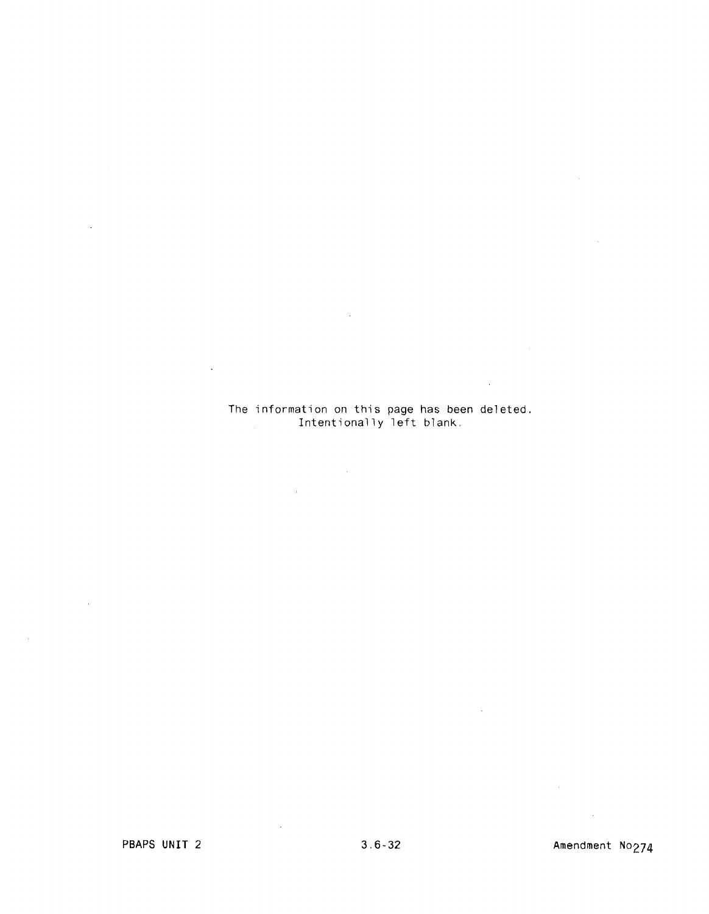The information on this page has been deleted.
Intentionally left blank.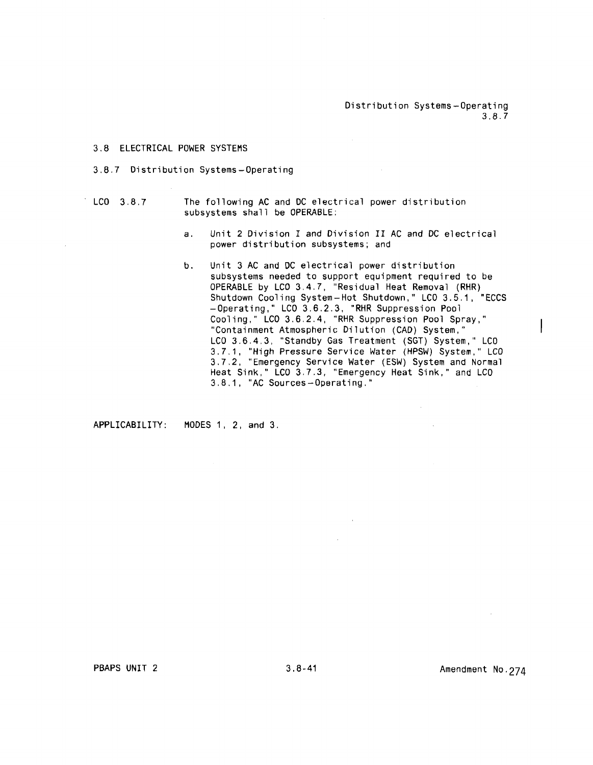## 3.8 ELECTRICAL POWER SYSTEMS

### 3.8.7 Distribution Systems–Operating

LCO 3.8.7 The following AC and DC electrical power distribution subsystems shall be OPERABLE:

a. Unit 2 Division I and Division II AC and DC electrical power distribution subsystems; and

b. Unit 3 AC and DC electrical power distribution subsystems needed to support equipment required to be OPERABLE by LCO 3.4.7, "Residual Heat Removal (RHR) Shutdown Cooling System–Hot Shutdown," LCO 3.5.1, "ECCS –Operating," LCO 3.6.2.3, "RHR Suppression Pool Cooling," LCO 3.6.2.4, "RHR Suppression Pool Spray," "Containment Atmospheric Dilution (CAD) System," LCO 3.6.4.3, "Standby Gas Treatment (SGT) System," LCO 3.7.1, "High Pressure Service Water (HPSW) System," LCO 3.7.2, "Emergency Service Water (ESW) System and Normal Heat Sink," LCO 3.7.3, "Emergency Heat Sink," and LCO 3.8.1, "AC Sources–Operating."

APPLICABILITY: MODES 1, 2, and 3.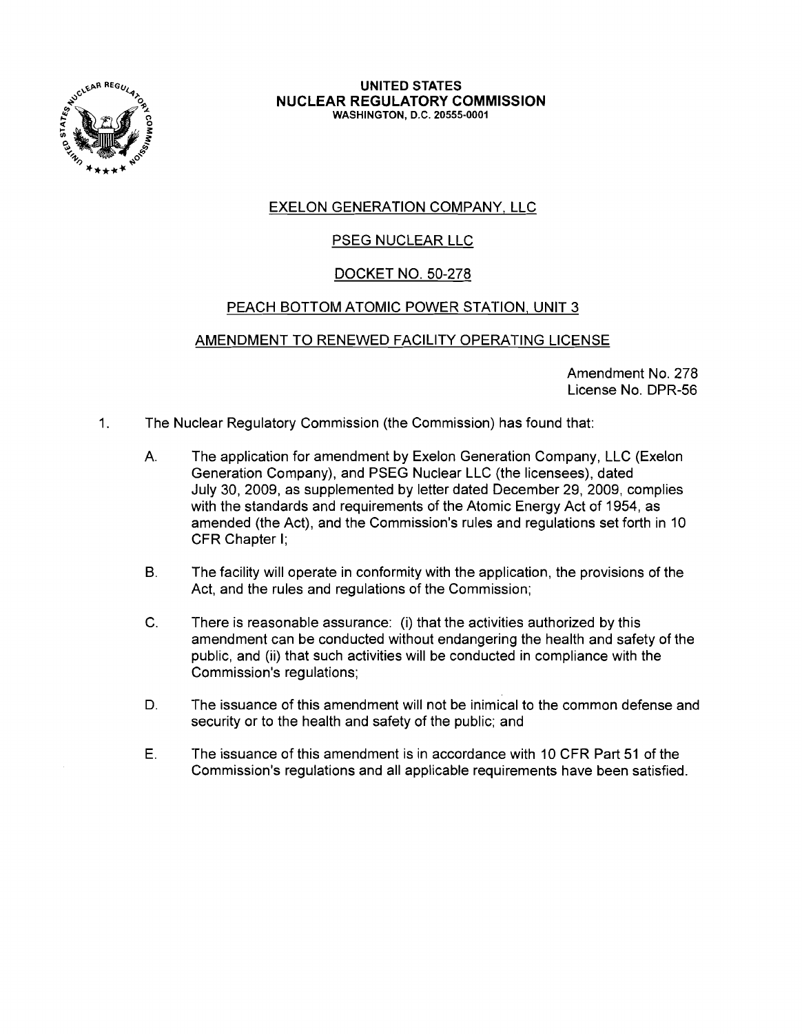**UNITED STATES**
**NUCLEAR REGULATORY COMMISSION**
**WASHINGTON, D.C. 20555-0001**

EXELON GENERATION COMPANY, LLC

PSEG NUCLEAR LLC

DOCKET NO. 50-278

PEACH BOTTOM ATOMIC POWER STATION, UNIT 3

AMENDMENT TO RENEWED FACILITY OPERATING LICENSE

Amendment No. 278
License No. DPR-56

1. The Nuclear Regulatory Commission (the Commission) has found that:

   A. The application for amendment by Exelon Generation Company, LLC (Exelon Generation Company), and PSEG Nuclear LLC (the licensees), dated July 30, 2009, as supplemented by letter dated December 29, 2009, complies with the standards and requirements of the Atomic Energy Act of 1954, as amended (the Act), and the Commission's rules and regulations set forth in 10 CFR Chapter I;

   B. The facility will operate in conformity with the application, the provisions of the Act, and the rules and regulations of the Commission;

   C. There is reasonable assurance: (i) that the activities authorized by this amendment can be conducted without endangering the health and safety of the public, and (ii) that such activities will be conducted in compliance with the Commission's regulations;

   D. The issuance of this amendment will not be inimical to the common defense and security or to the health and safety of the public; and

   E. The issuance of this amendment is in accordance with 10 CFR Part 51 of the Commission's regulations and all applicable requirements have been satisfied.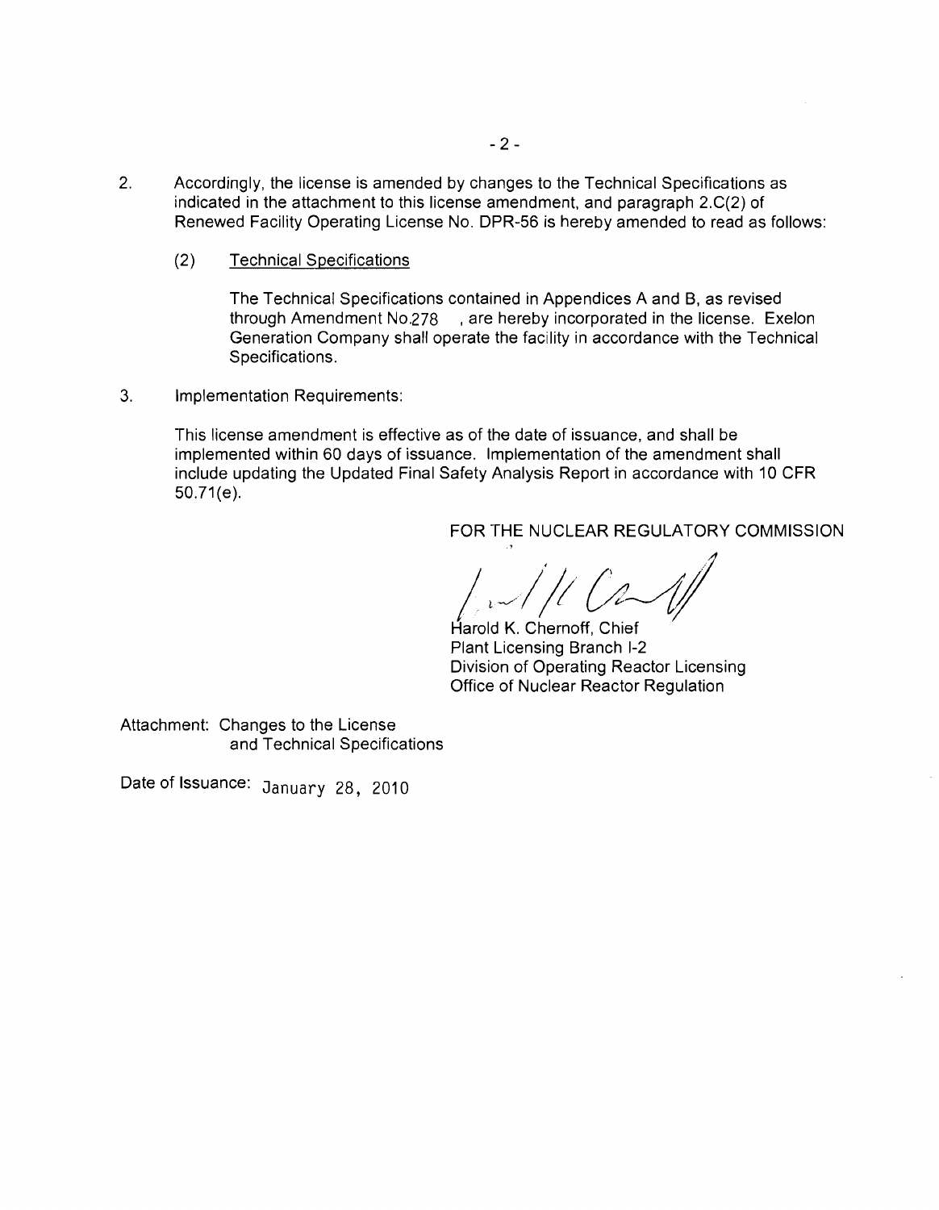2. Accordingly, the license is amended by changes to the Technical Specifications as indicated in the attachment to this license amendment, and paragraph 2.C(2) of Renewed Facility Operating License No. DPR-56 is hereby amended to read as follows:

   (2) Technical Specifications

   The Technical Specifications contained in Appendices A and B, as revised through Amendment No.278 , are hereby incorporated in the license. Exelon Generation Company shall operate the facility in accordance with the Technical Specifications.

3. Implementation Requirements:

   This license amendment is effective as of the date of issuance, and shall be implemented within 60 days of issuance. Implementation of the amendment shall include updating the Updated Final Safety Analysis Report in accordance with 10 CFR 50.71(e).

FOR THE NUCLEAR REGULATORY COMMISSION

Harold K. Chernoff, Chief
Plant Licensing Branch I-2
Division of Operating Reactor Licensing
Office of Nuclear Reactor Regulation

Attachment: Changes to the License
and Technical Specifications

Date of Issuance: January 28, 2010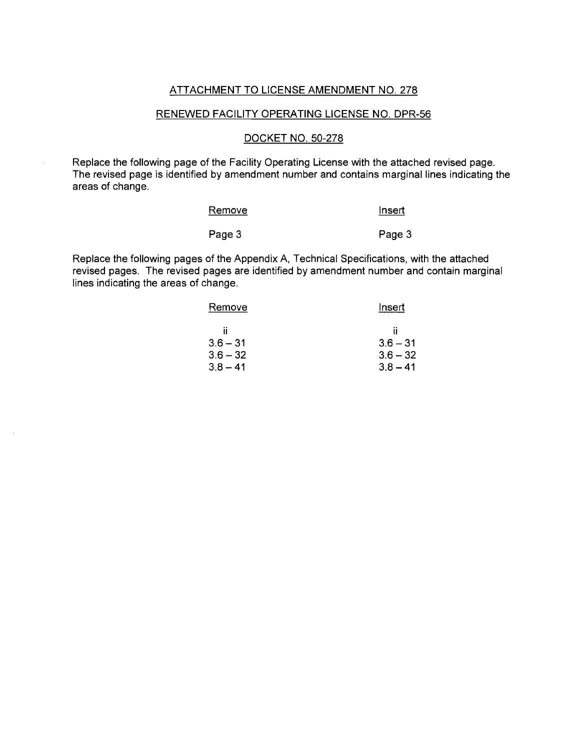ATTACHMENT TO LICENSE AMENDMENT NO. 278

RENEWED FACILITY OPERATING LICENSE NO. DPR-56

DOCKET NO. 50-278

Replace the following page of the Facility Operating License with the attached revised page. The revised page is identified by amendment number and contains marginal lines indicating the areas of change.

| Remove | Insert |
|---|---|
| Page 3 | Page 3 |

Replace the following pages of the Appendix A, Technical Specifications, with the attached revised pages. The revised pages are identified by amendment number and contain marginal lines indicating the areas of change.

| Remove | Insert |
|---|---|
| ii | ii |
| 3.6 – 31 | 3.6 – 31 |
| 3.6 – 32 | 3.6 – 32 |
| 3.8 – 41 | 3.8 – 41 |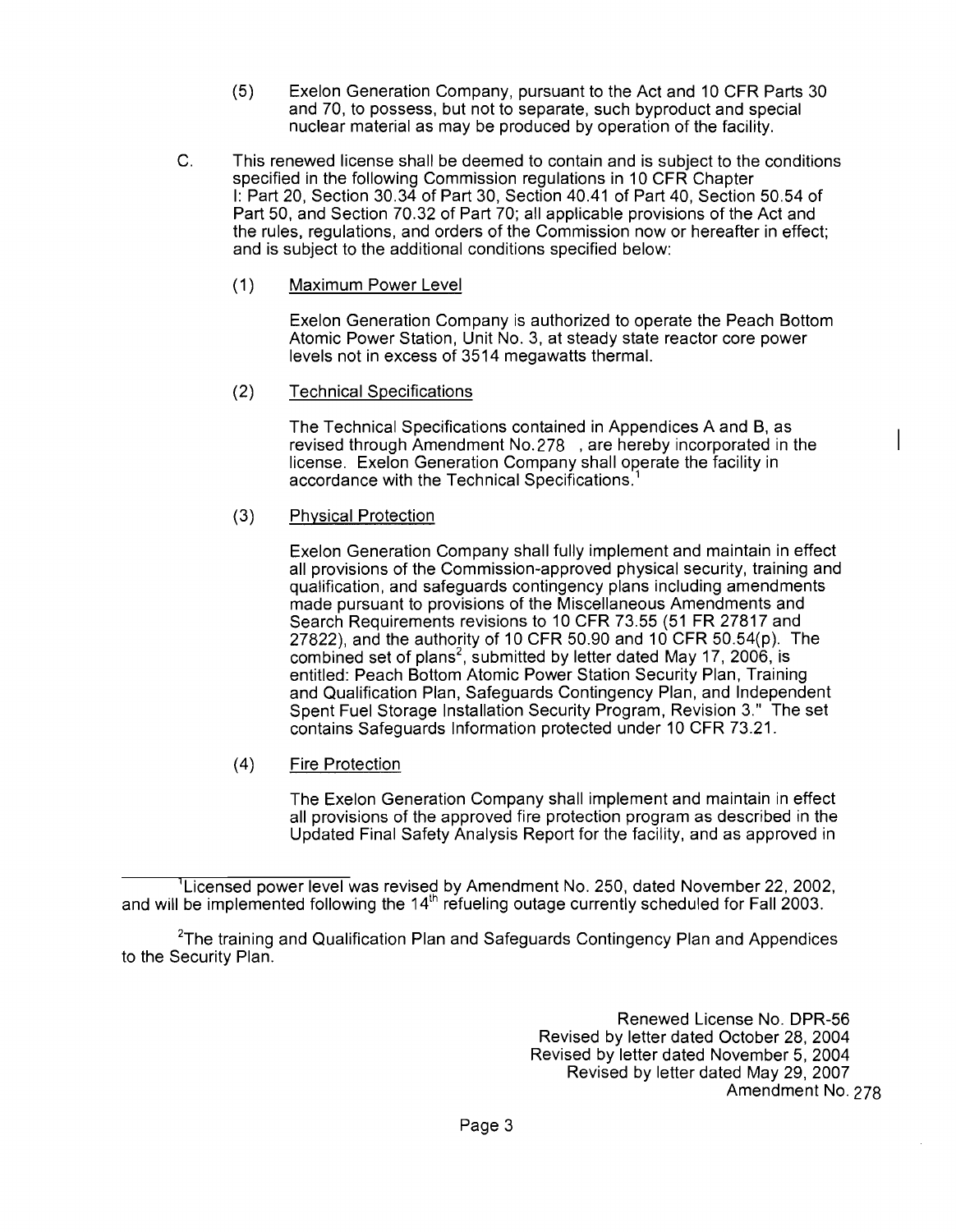(5) Exelon Generation Company, pursuant to the Act and 10 CFR Parts 30 and 70, to possess, but not to separate, such byproduct and special nuclear material as may be produced by operation of the facility.

C. This renewed license shall be deemed to contain and is subject to the conditions specified in the following Commission regulations in 10 CFR Chapter I: Part 20, Section 30.34 of Part 30, Section 40.41 of Part 40, Section 50.54 of Part 50, and Section 70.32 of Part 70; all applicable provisions of the Act and the rules, regulations, and orders of the Commission now or hereafter in effect; and is subject to the additional conditions specified below:

(1) Maximum Power Level

Exelon Generation Company is authorized to operate the Peach Bottom Atomic Power Station, Unit No. 3, at steady state reactor core power levels not in excess of 3514 megawatts thermal.

(2) Technical Specifications

The Technical Specifications contained in Appendices A and B, as revised through Amendment No. 278 , are hereby incorporated in the license. Exelon Generation Company shall operate the facility in accordance with the Technical Specifications.[1]

(3) Physical Protection

Exelon Generation Company shall fully implement and maintain in effect all provisions of the Commission-approved physical security, training and qualification, and safeguards contingency plans including amendments made pursuant to provisions of the Miscellaneous Amendments and Search Requirements revisions to 10 CFR 73.55 (51 FR 27817 and 27822), and the authority of 10 CFR 50.90 and 10 CFR 50.54(p). The combined set of plans[2], submitted by letter dated May 17, 2006, is entitled: Peach Bottom Atomic Power Station Security Plan, Training and Qualification Plan, Safeguards Contingency Plan, and Independent Spent Fuel Storage Installation Security Program, Revision 3." The set contains Safeguards Information protected under 10 CFR 73.21.

(4) Fire Protection

The Exelon Generation Company shall implement and maintain in effect all provisions of the approved fire protection program as described in the Updated Final Safety Analysis Report for the facility, and as approved in

---

[1] Licensed power level was revised by Amendment No. 250, dated November 22, 2002, and will be implemented following the 14th refueling outage currently scheduled for Fall 2003.

[2] The training and Qualification Plan and Safeguards Contingency Plan and Appendices to the Security Plan.

Renewed License No. DPR-56
Revised by letter dated October 28, 2004
Revised by letter dated November 5, 2004
Revised by letter dated May 29, 2007
Amendment No. 278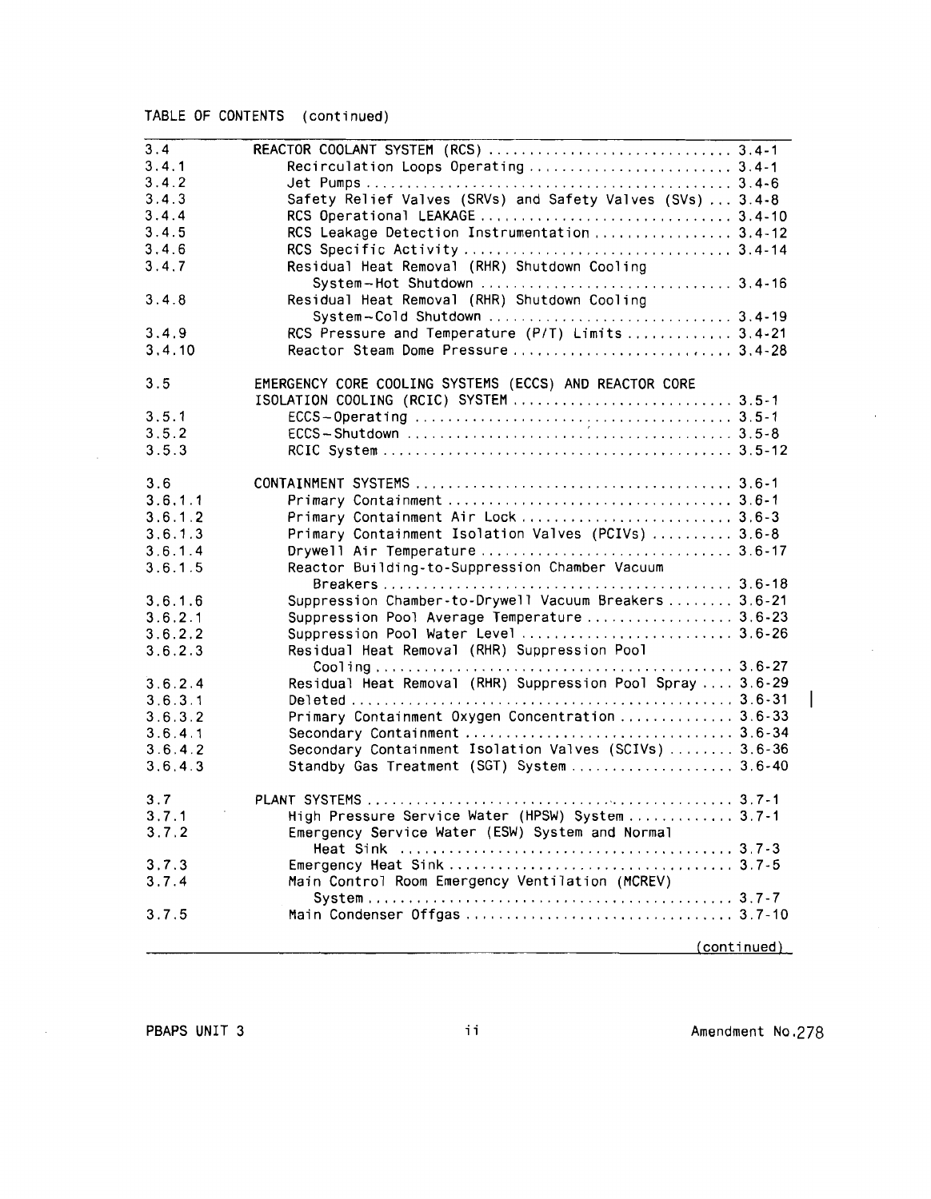TABLE OF CONTENTS (continued)

| | | |
|---|---|---|
| 3.4 | REACTOR COOLANT SYSTEM (RCS) | 3.4-1 |
| 3.4.1 | Recirculation Loops Operating | 3.4-1 |
| 3.4.2 | Jet Pumps | 3.4-6 |
| 3.4.3 | Safety Relief Valves (SRVs) and Safety Valves (SVs) | 3.4-8 |
| 3.4.4 | RCS Operational LEAKAGE | 3.4-10 |
| 3.4.5 | RCS Leakage Detection Instrumentation | 3.4-12 |
| 3.4.6 | RCS Specific Activity | 3.4-14 |
| 3.4.7 | Residual Heat Removal (RHR) Shutdown Cooling System-Hot Shutdown | 3.4-16 |
| 3.4.8 | Residual Heat Removal (RHR) Shutdown Cooling System-Cold Shutdown | 3.4-19 |
| 3.4.9 | RCS Pressure and Temperature (P/T) Limits | 3.4-21 |
| 3.4.10 | Reactor Steam Dome Pressure | 3.4-28 |
| | | |
| 3.5 | EMERGENCY CORE COOLING SYSTEMS (ECCS) AND REACTOR CORE ISOLATION COOLING (RCIC) SYSTEM | 3.5-1 |
| 3.5.1 | ECCS-Operating | 3.5-1 |
| 3.5.2 | ECCS-Shutdown | 3.5-8 |
| 3.5.3 | RCIC System | 3.5-12 |
| | | |
| 3.6 | CONTAINMENT SYSTEMS | 3.6-1 |
| 3.6.1.1 | Primary Containment | 3.6-1 |
| 3.6.1.2 | Primary Containment Air Lock | 3.6-3 |
| 3.6.1.3 | Primary Containment Isolation Valves (PCIVs) | 3.6-8 |
| 3.6.1.4 | Drywell Air Temperature | 3.6-17 |
| 3.6.1.5 | Reactor Building-to-Suppression Chamber Vacuum Breakers | 3.6-18 |
| 3.6.1.6 | Suppression Chamber-to-Drywell Vacuum Breakers | 3.6-21 |
| 3.6.2.1 | Suppression Pool Average Temperature | 3.6-23 |
| 3.6.2.2 | Suppression Pool Water Level | 3.6-26 |
| 3.6.2.3 | Residual Heat Removal (RHR) Suppression Pool Cooling | 3.6-27 |
| 3.6.2.4 | Residual Heat Removal (RHR) Suppression Pool Spray | 3.6-29 |
| 3.6.3.1 | Deleted | 3.6-31 |
| 3.6.3.2 | Primary Containment Oxygen Concentration | 3.6-33 |
| 3.6.4.1 | Secondary Containment | 3.6-34 |
| 3.6.4.2 | Secondary Containment Isolation Valves (SCIVs) | 3.6-36 |
| 3.6.4.3 | Standby Gas Treatment (SGT) System | 3.6-40 |
| | | |
| 3.7 | PLANT SYSTEMS | 3.7-1 |
| 3.7.1 | High Pressure Service Water (HPSW) System | 3.7-1 |
| 3.7.2 | Emergency Service Water (ESW) System and Normal Heat Sink | 3.7-3 |
| 3.7.3 | Emergency Heat Sink | 3.7-5 |
| 3.7.4 | Main Control Room Emergency Ventilation (MCREV) System | 3.7-7 |
| 3.7.5 | Main Condenser Offgas | 3.7-10 |

(continued)

PBAPS UNIT 3 Amendment No.278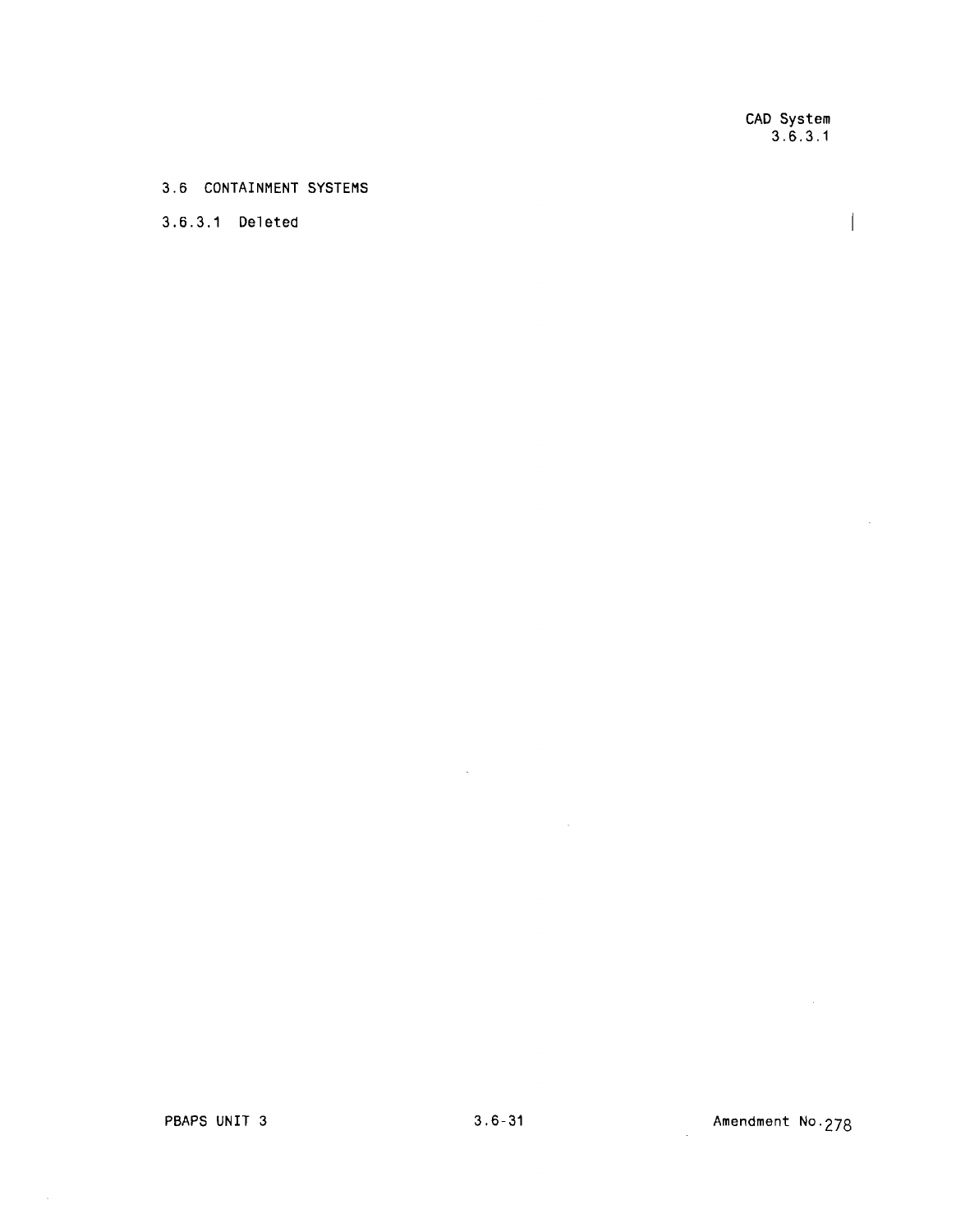## 3.6 CONTAINMENT SYSTEMS

### 3.6.3.1 Deleted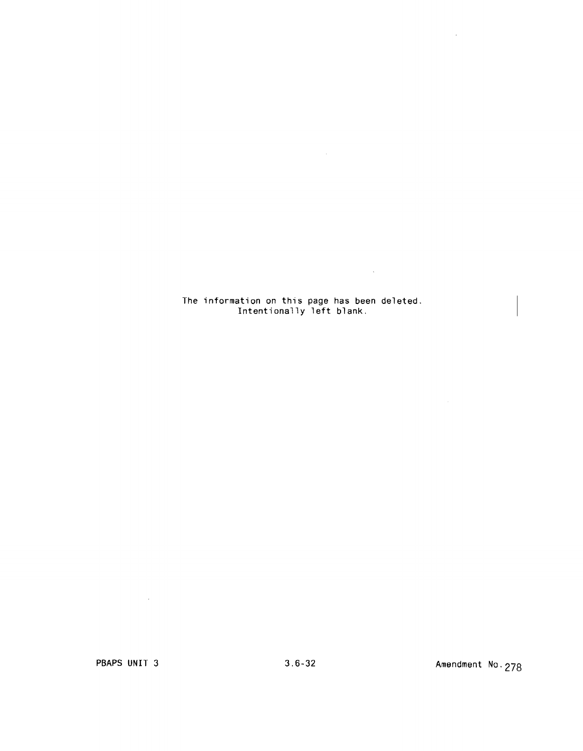The information on this page has been deleted.
Intentionally left blank.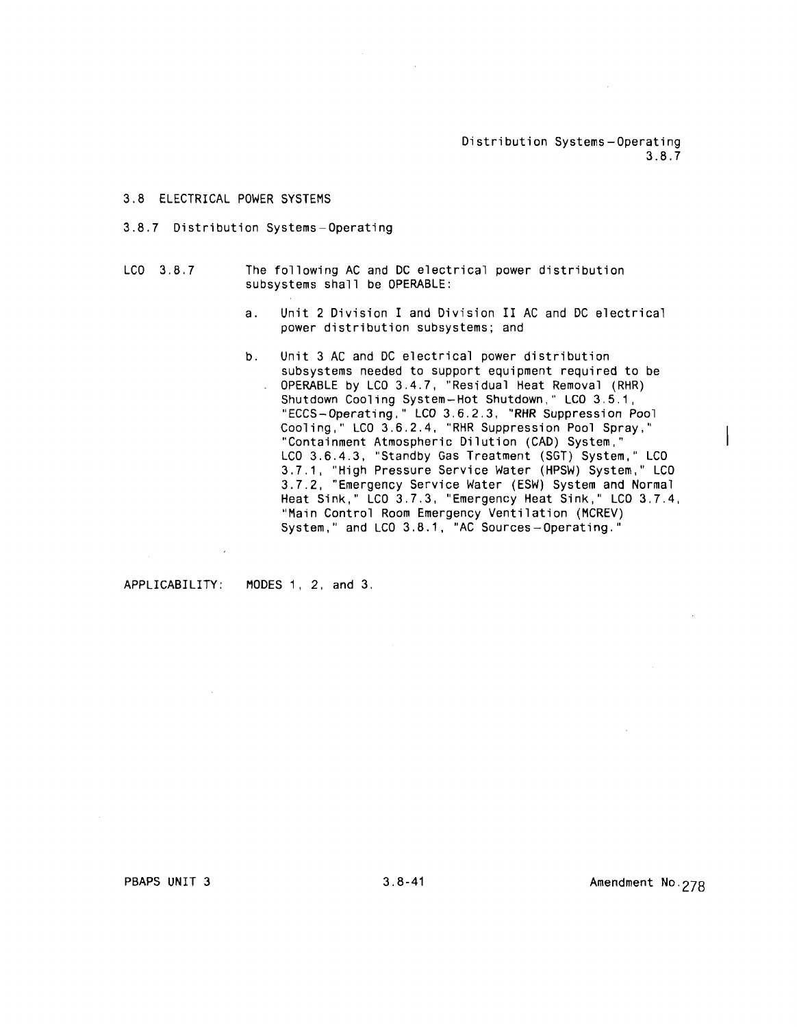## 3.8 ELECTRICAL POWER SYSTEMS

### 3.8.7 Distribution Systems—Operating

LCO 3.8.7 The following AC and DC electrical power distribution subsystems shall be OPERABLE:

a. Unit 2 Division I and Division II AC and DC electrical power distribution subsystems; and

b. Unit 3 AC and DC electrical power distribution subsystems needed to support equipment required to be OPERABLE by LCO 3.4.7, "Residual Heat Removal (RHR) Shutdown Cooling System—Hot Shutdown," LCO 3.5.1, "ECCS—Operating," LCO 3.6.2.3, "RHR Suppression Pool Cooling," LCO 3.6.2.4, "RHR Suppression Pool Spray," "Containment Atmospheric Dilution (CAD) System," LCO 3.6.4.3, "Standby Gas Treatment (SGT) System," LCO 3.7.1, "High Pressure Service Water (HPSW) System," LCO 3.7.2, "Emergency Service Water (ESW) System and Normal Heat Sink," LCO 3.7.3, "Emergency Heat Sink," LCO 3.7.4, "Main Control Room Emergency Ventilation (MCREV) System," and LCO 3.8.1, "AC Sources—Operating."

APPLICABILITY: MODES 1, 2, and 3.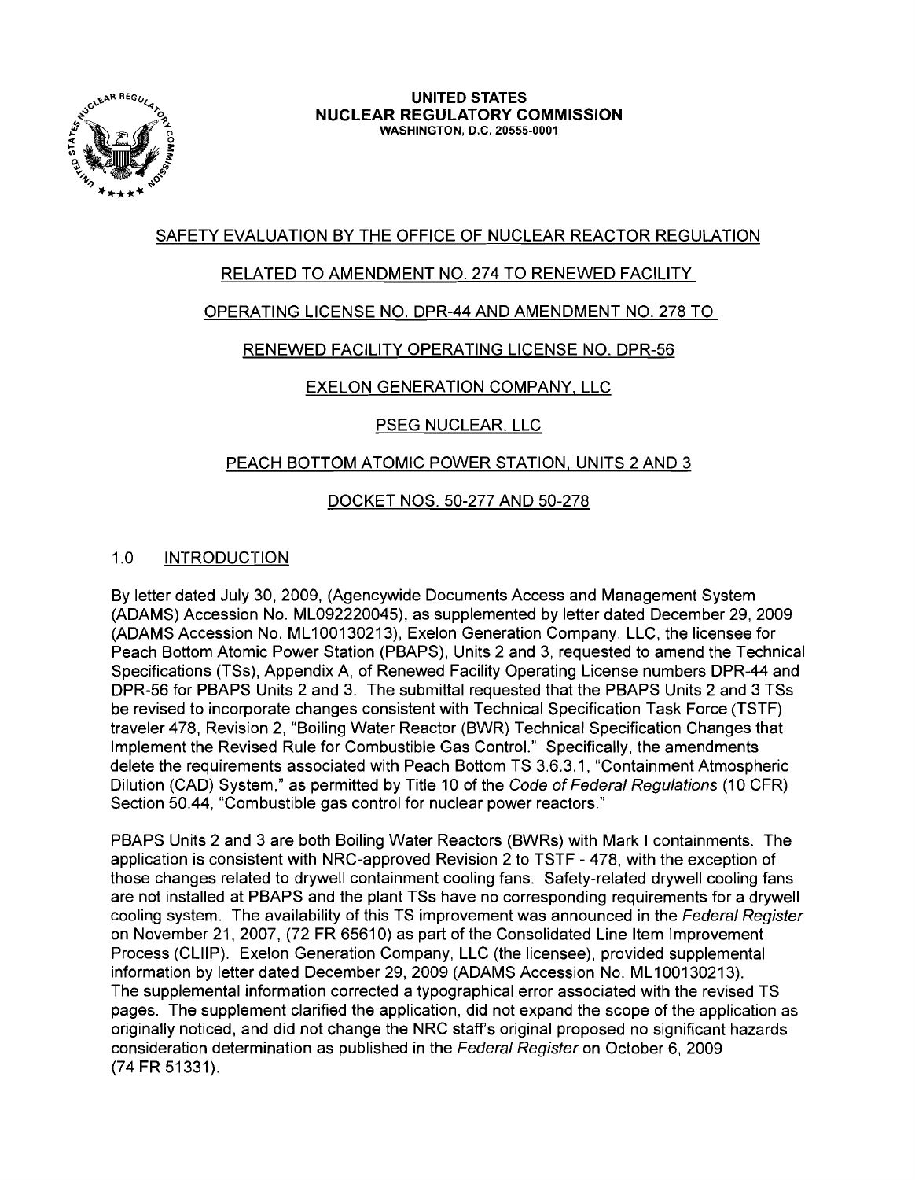**UNITED STATES**
**NUCLEAR REGULATORY COMMISSION**
WASHINGTON, D.C. 20555-0001

SAFETY EVALUATION BY THE OFFICE OF NUCLEAR REACTOR REGULATION

RELATED TO AMENDMENT NO. 274 TO RENEWED FACILITY

OPERATING LICENSE NO. DPR-44 AND AMENDMENT NO. 278 TO

RENEWED FACILITY OPERATING LICENSE NO. DPR-56

EXELON GENERATION COMPANY, LLC

PSEG NUCLEAR, LLC

PEACH BOTTOM ATOMIC POWER STATION, UNITS 2 AND 3

DOCKET NOS. 50-277 AND 50-278

## 1.0 INTRODUCTION

By letter dated July 30, 2009, (Agencywide Documents Access and Management System (ADAMS) Accession No. ML092220045), as supplemented by letter dated December 29, 2009 (ADAMS Accession No. ML100130213), Exelon Generation Company, LLC, the licensee for Peach Bottom Atomic Power Station (PBAPS), Units 2 and 3, requested to amend the Technical Specifications (TSs), Appendix A, of Renewed Facility Operating License numbers DPR-44 and DPR-56 for PBAPS Units 2 and 3. The submittal requested that the PBAPS Units 2 and 3 TSs be revised to incorporate changes consistent with Technical Specification Task Force (TSTF) traveler 478, Revision 2, "Boiling Water Reactor (BWR) Technical Specification Changes that Implement the Revised Rule for Combustible Gas Control." Specifically, the amendments delete the requirements associated with Peach Bottom TS 3.6.3.1, "Containment Atmospheric Dilution (CAD) System," as permitted by Title 10 of the *Code of Federal Regulations* (10 CFR) Section 50.44, "Combustible gas control for nuclear power reactors."

PBAPS Units 2 and 3 are both Boiling Water Reactors (BWRs) with Mark I containments. The application is consistent with NRC-approved Revision 2 to TSTF - 478, with the exception of those changes related to drywell containment cooling fans. Safety-related drywell cooling fans are not installed at PBAPS and the plant TSs have no corresponding requirements for a drywell cooling system. The availability of this TS improvement was announced in the *Federal Register* on November 21, 2007, (72 FR 65610) as part of the Consolidated Line Item Improvement Process (CLIIP). Exelon Generation Company, LLC (the licensee), provided supplemental information by letter dated December 29, 2009 (ADAMS Accession No. ML100130213). The supplemental information corrected a typographical error associated with the revised TS pages. The supplement clarified the application, did not expand the scope of the application as originally noticed, and did not change the NRC staff's original proposed no significant hazards consideration determination as published in the *Federal Register* on October 6, 2009 (74 FR 51331).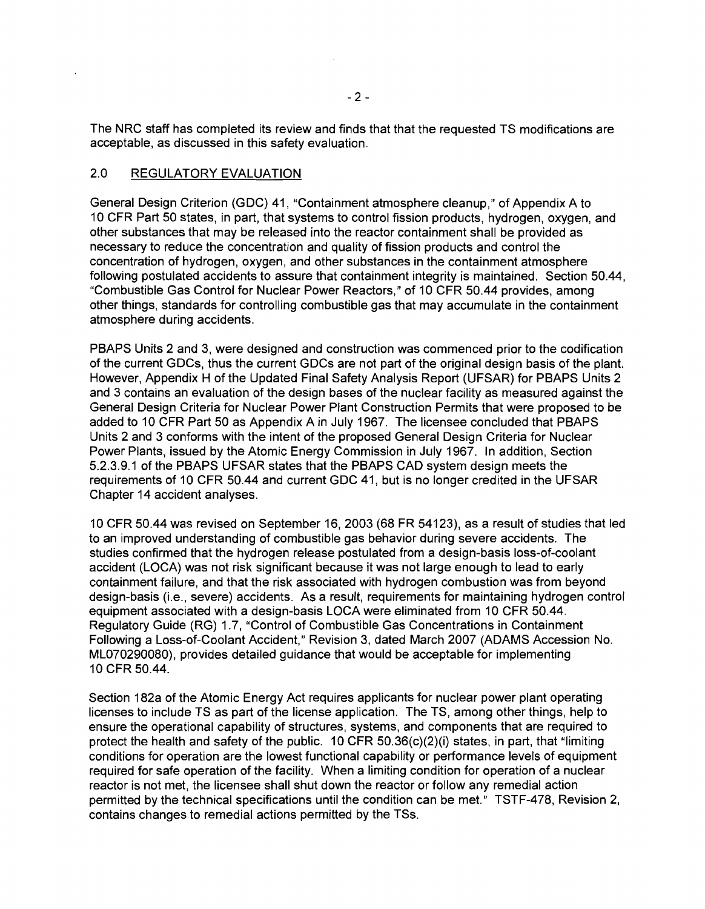The NRC staff has completed its review and finds that that the requested TS modifications are acceptable, as discussed in this safety evaluation.

## 2.0 REGULATORY EVALUATION

General Design Criterion (GDC) 41, "Containment atmosphere cleanup," of Appendix A to 10 CFR Part 50 states, in part, that systems to control fission products, hydrogen, oxygen, and other substances that may be released into the reactor containment shall be provided as necessary to reduce the concentration and quality of fission products and control the concentration of hydrogen, oxygen, and other substances in the containment atmosphere following postulated accidents to assure that containment integrity is maintained. Section 50.44, "Combustible Gas Control for Nuclear Power Reactors," of 10 CFR 50.44 provides, among other things, standards for controlling combustible gas that may accumulate in the containment atmosphere during accidents.

PBAPS Units 2 and 3, were designed and construction was commenced prior to the codification of the current GDCs, thus the current GDCs are not part of the original design basis of the plant. However, Appendix H of the Updated Final Safety Analysis Report (UFSAR) for PBAPS Units 2 and 3 contains an evaluation of the design bases of the nuclear facility as measured against the General Design Criteria for Nuclear Power Plant Construction Permits that were proposed to be added to 10 CFR Part 50 as Appendix A in July 1967. The licensee concluded that PBAPS Units 2 and 3 conforms with the intent of the proposed General Design Criteria for Nuclear Power Plants, issued by the Atomic Energy Commission in July 1967. In addition, Section 5.2.3.9.1 of the PBAPS UFSAR states that the PBAPS CAD system design meets the requirements of 10 CFR 50.44 and current GDC 41, but is no longer credited in the UFSAR Chapter 14 accident analyses.

10 CFR 50.44 was revised on September 16, 2003 (68 FR 54123), as a result of studies that led to an improved understanding of combustible gas behavior during severe accidents. The studies confirmed that the hydrogen release postulated from a design-basis loss-of-coolant accident (LOCA) was not risk significant because it was not large enough to lead to early containment failure, and that the risk associated with hydrogen combustion was from beyond design-basis (i.e., severe) accidents. As a result, requirements for maintaining hydrogen control equipment associated with a design-basis LOCA were eliminated from 10 CFR 50.44. Regulatory Guide (RG) 1.7, "Control of Combustible Gas Concentrations in Containment Following a Loss-of-Coolant Accident," Revision 3, dated March 2007 (ADAMS Accession No. ML070290080), provides detailed guidance that would be acceptable for implementing 10 CFR 50.44.

Section 182a of the Atomic Energy Act requires applicants for nuclear power plant operating licenses to include TS as part of the license application. The TS, among other things, help to ensure the operational capability of structures, systems, and components that are required to protect the health and safety of the public. 10 CFR 50.36(c)(2)(i) states, in part, that "limiting conditions for operation are the lowest functional capability or performance levels of equipment required for safe operation of the facility. When a limiting condition for operation of a nuclear reactor is not met, the licensee shall shut down the reactor or follow any remedial action permitted by the technical specifications until the condition can be met." TSTF-478, Revision 2, contains changes to remedial actions permitted by the TSs.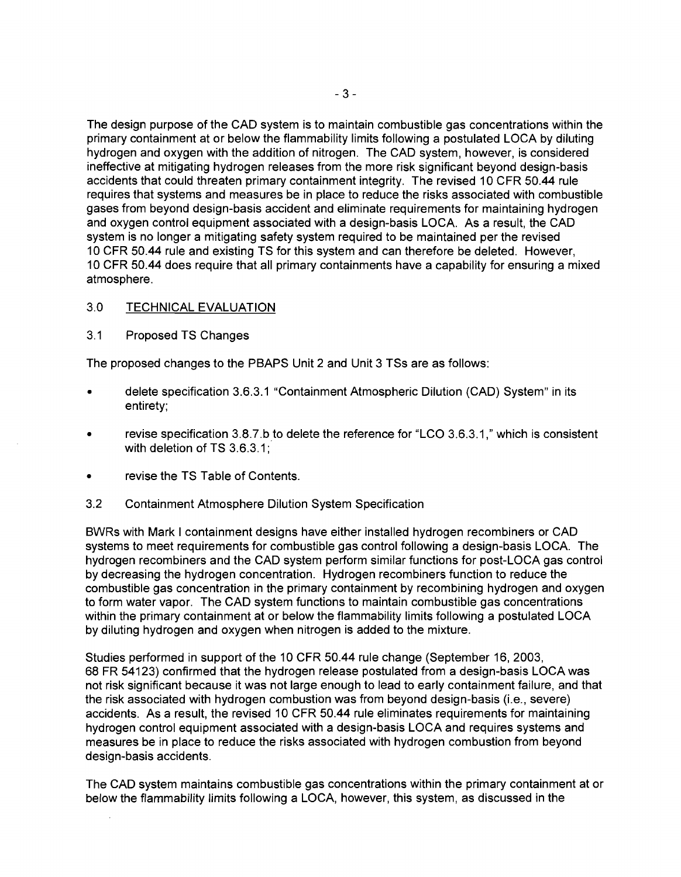The design purpose of the CAD system is to maintain combustible gas concentrations within the primary containment at or below the flammability limits following a postulated LOCA by diluting hydrogen and oxygen with the addition of nitrogen. The CAD system, however, is considered ineffective at mitigating hydrogen releases from the more risk significant beyond design-basis accidents that could threaten primary containment integrity. The revised 10 CFR 50.44 rule requires that systems and measures be in place to reduce the risks associated with combustible gases from beyond design-basis accident and eliminate requirements for maintaining hydrogen and oxygen control equipment associated with a design-basis LOCA. As a result, the CAD system is no longer a mitigating safety system required to be maintained per the revised 10 CFR 50.44 rule and existing TS for this system and can therefore be deleted. However, 10 CFR 50.44 does require that all primary containments have a capability for ensuring a mixed atmosphere.

## 3.0 TECHNICAL EVALUATION

### 3.1 Proposed TS Changes

The proposed changes to the PBAPS Unit 2 and Unit 3 TSs are as follows:

- delete specification 3.6.3.1 "Containment Atmospheric Dilution (CAD) System" in its entirety;
- revise specification 3.8.7.b to delete the reference for "LCO 3.6.3.1," which is consistent with deletion of TS 3.6.3.1;
- revise the TS Table of Contents.

### 3.2 Containment Atmosphere Dilution System Specification

BWRs with Mark I containment designs have either installed hydrogen recombiners or CAD systems to meet requirements for combustible gas control following a design-basis LOCA. The hydrogen recombiners and the CAD system perform similar functions for post-LOCA gas control by decreasing the hydrogen concentration. Hydrogen recombiners function to reduce the combustible gas concentration in the primary containment by recombining hydrogen and oxygen to form water vapor. The CAD system functions to maintain combustible gas concentrations within the primary containment at or below the flammability limits following a postulated LOCA by diluting hydrogen and oxygen when nitrogen is added to the mixture.

Studies performed in support of the 10 CFR 50.44 rule change (September 16, 2003, 68 FR 54123) confirmed that the hydrogen release postulated from a design-basis LOCA was not risk significant because it was not large enough to lead to early containment failure, and that the risk associated with hydrogen combustion was from beyond design-basis (i.e., severe) accidents. As a result, the revised 10 CFR 50.44 rule eliminates requirements for maintaining hydrogen control equipment associated with a design-basis LOCA and requires systems and measures be in place to reduce the risks associated with hydrogen combustion from beyond design-basis accidents.

The CAD system maintains combustible gas concentrations within the primary containment at or below the flammability limits following a LOCA, however, this system, as discussed in the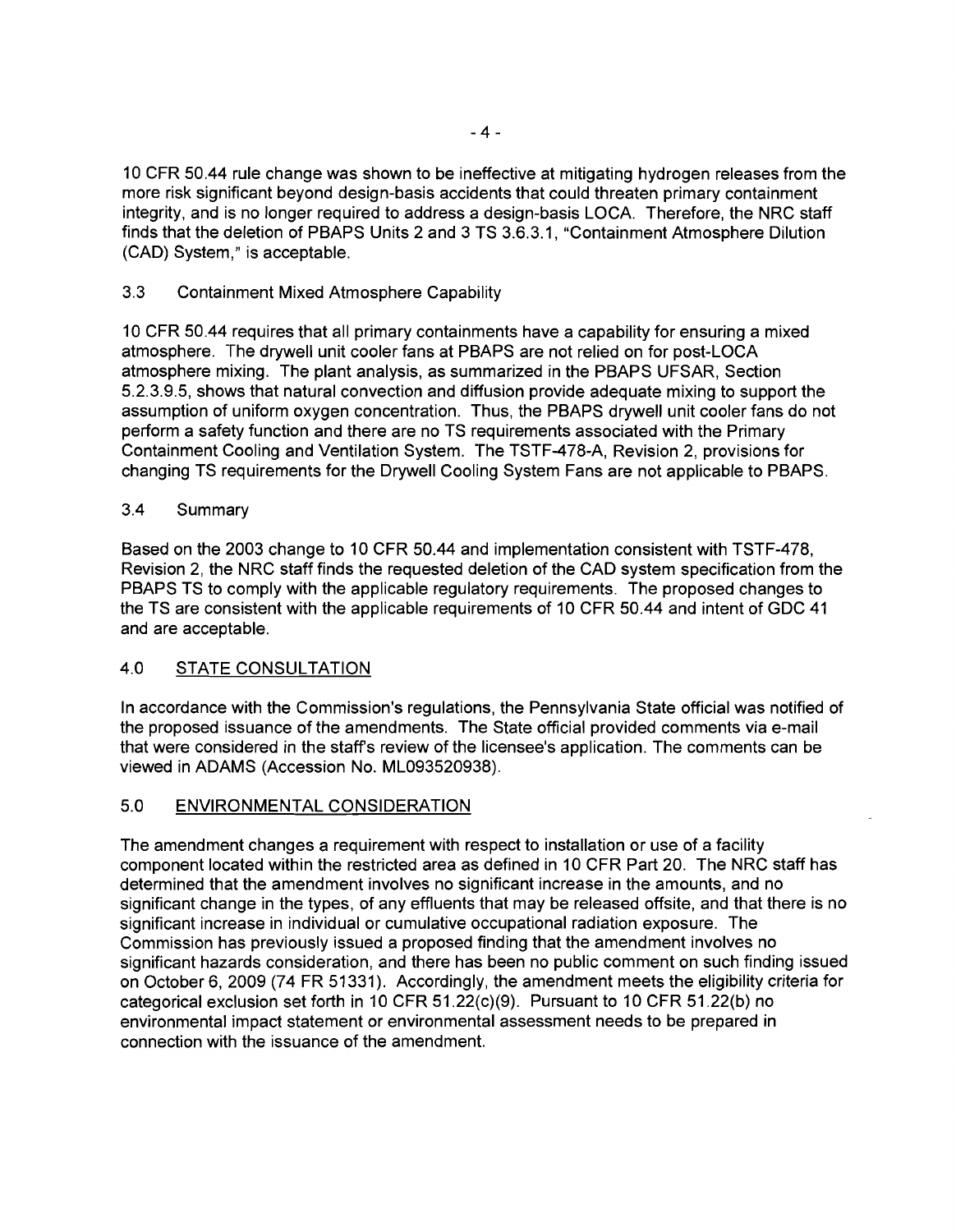10 CFR 50.44 rule change was shown to be ineffective at mitigating hydrogen releases from the more risk significant beyond design-basis accidents that could threaten primary containment integrity, and is no longer required to address a design-basis LOCA. Therefore, the NRC staff finds that the deletion of PBAPS Units 2 and 3 TS 3.6.3.1, "Containment Atmosphere Dilution (CAD) System," is acceptable.

### 3.3 Containment Mixed Atmosphere Capability

10 CFR 50.44 requires that all primary containments have a capability for ensuring a mixed atmosphere. The drywell unit cooler fans at PBAPS are not relied on for post-LOCA atmosphere mixing. The plant analysis, as summarized in the PBAPS UFSAR, Section 5.2.3.9.5, shows that natural convection and diffusion provide adequate mixing to support the assumption of uniform oxygen concentration. Thus, the PBAPS drywell unit cooler fans do not perform a safety function and there are no TS requirements associated with the Primary Containment Cooling and Ventilation System. The TSTF-478-A, Revision 2, provisions for changing TS requirements for the Drywell Cooling System Fans are not applicable to PBAPS.

### 3.4 Summary

Based on the 2003 change to 10 CFR 50.44 and implementation consistent with TSTF-478, Revision 2, the NRC staff finds the requested deletion of the CAD system specification from the PBAPS TS to comply with the applicable regulatory requirements. The proposed changes to the TS are consistent with the applicable requirements of 10 CFR 50.44 and intent of GDC 41 and are acceptable.

## 4.0 STATE CONSULTATION

In accordance with the Commission's regulations, the Pennsylvania State official was notified of the proposed issuance of the amendments. The State official provided comments via e-mail that were considered in the staff's review of the licensee's application. The comments can be viewed in ADAMS (Accession No. ML093520938).

## 5.0 ENVIRONMENTAL CONSIDERATION

The amendment changes a requirement with respect to installation or use of a facility component located within the restricted area as defined in 10 CFR Part 20. The NRC staff has determined that the amendment involves no significant increase in the amounts, and no significant change in the types, of any effluents that may be released offsite, and that there is no significant increase in individual or cumulative occupational radiation exposure. The Commission has previously issued a proposed finding that the amendment involves no significant hazards consideration, and there has been no public comment on such finding issued on October 6, 2009 (74 FR 51331). Accordingly, the amendment meets the eligibility criteria for categorical exclusion set forth in 10 CFR 51.22(c)(9). Pursuant to 10 CFR 51.22(b) no environmental impact statement or environmental assessment needs to be prepared in connection with the issuance of the amendment.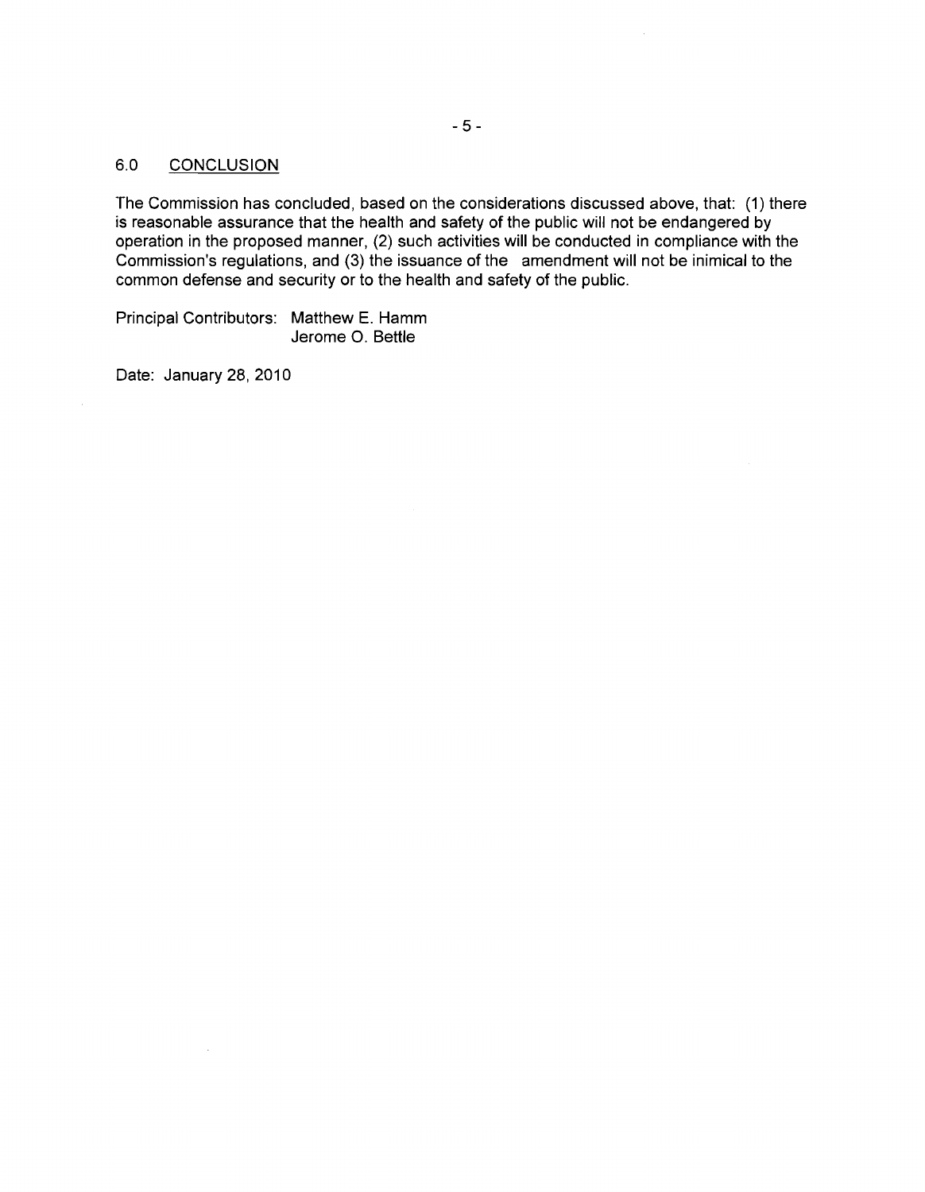## 6.0 CONCLUSION

The Commission has concluded, based on the considerations discussed above, that: (1) there is reasonable assurance that the health and safety of the public will not be endangered by operation in the proposed manner, (2) such activities will be conducted in compliance with the Commission's regulations, and (3) the issuance of the amendment will not be inimical to the common defense and security or to the health and safety of the public.

Principal Contributors: Matthew E. Hamm
Jerome O. Bettle

Date: January 28, 2010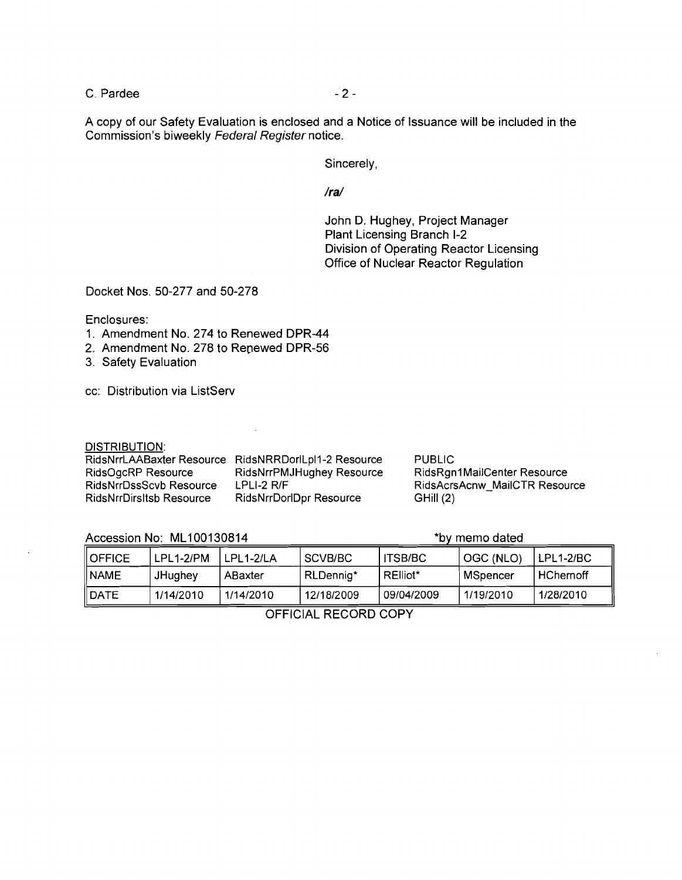A copy of our Safety Evaluation is enclosed and a Notice of Issuance will be included in the Commission's biweekly *Federal Register* notice.

Sincerely,

*/ra/*

John D. Hughey, Project Manager
Plant Licensing Branch I-2
Division of Operating Reactor Licensing
Office of Nuclear Reactor Regulation

Docket Nos. 50-277 and 50-278

Enclosures:

1. Amendment No. 274 to Renewed DPR-44
2. Amendment No. 278 to Renewed DPR-56
3. Safety Evaluation

cc: Distribution via ListServ

DISTRIBUTION:

| | | |
|---|---|---|
| RidsNrrLAABaxter Resource | RidsNRRDorlLpl1-2 Resource | PUBLIC |
| RidsOgcRP Resource | RidsNrrPMJHughey Resource | RidsRgn1MailCenter Resource |
| RidsNrrDssScvb Resource | LPLI-2 R/F | RidsAcrsAcnw_MailCTR Resource |
| RidsNrrDirsItsb Resource | RidsNrrDorlDpr Resource | GHill (2) |

Accession No: ML100130814 *by memo dated

| OFFICE | LPL1-2/PM | LPL1-2/LA | SCVB/BC | ITSB/BC | OGC (NLO) | LPL1-2/BC |
|---|---|---|---|---|---|---|
| NAME | JHughey | ABaxter | RLDennig* | RElliot* | MSpencer | HChernoff |
| DATE | 1/14/2010 | 1/14/2010 | 12/18/2009 | 09/04/2009 | 1/19/2010 | 1/28/2010 |

OFFICIAL RECORD COPY